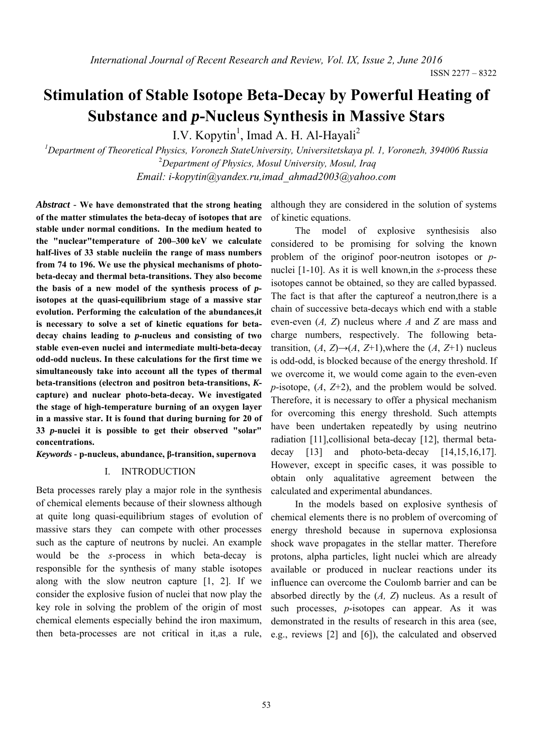# Stimulation of Stable Isotope Beta-Decay by Powerful Heating of Substance and *p*-Nucleus Synthesis in Massive Stars

I.V. Kopytin[1], Imad A. H. Al-Hayali[2]

[1]Department of Theoretical Physics, Voronezh StateUniversity, Universitetskaya pl. 1, Voronezh, 394006 Russia

[2]Department of Physics, Mosul University, Mosul, Iraq

Email: i-kopytin@yandex.ru,imad_ahmad2003@yahoo.com

***Abstract*** - **We have demonstrated that the strong heating of the matter stimulates the beta-decay of isotopes that are stable under normal conditions. In the medium heated to the "nuclear"temperature of 200–300 keV we calculate half-lives of 33 stable nucleiin the range of mass numbers from 74 to 196. We use the physical mechanisms of photo-beta-decay and thermal beta-transitions. They also become the basis of a new model of the synthesis process of *p*-isotopes at the quasi-equilibrium stage of a massive star evolution. Performing the calculation of the abundances,it is necessary to solve a set of kinetic equations for beta-decay chains leading to *p*-nucleus and consisting of two stable even-even nuclei and intermediate multi-beta-decay odd-odd nucleus. In these calculations for the first time we simultaneously take into account all the types of thermal beta-transitions (electron and positron beta-transitions, *K*-capture) and nuclear photo-beta-decay. We investigated the stage of high-temperature burning of an oxygen layer in a massive star. It is found that during burning for 20 of 33 *p*-nuclei it is possible to get their observed "solar" concentrations.**

***Keywords*** - **p-nucleus, abundance, β-transition, supernova**

## I. INTRODUCTION

Beta processes rarely play a major role in the synthesis of chemical elements because of their slowness although at quite long quasi-equilibrium stages of evolution of massive stars they can compete with other processes such as the capture of neutrons by nuclei. An example would be the *s*-process in which beta-decay is responsible for the synthesis of many stable isotopes along with the slow neutron capture [1, 2]. If we consider the explosive fusion of nuclei that now play the key role in solving the problem of the origin of most chemical elements especially behind the iron maximum, then beta-processes are not critical in it,as a rule, although they are considered in the solution of systems of kinetic equations.

The model of explosive synthesisis also considered to be promising for solving the known problem of the originof poor-neutron isotopes or *p*-nuclei [1-10]. As it is well known,in the *s*-process these isotopes cannot be obtained, so they are called bypassed. The fact is that after the captureof a neutron,there is a chain of successive beta-decays which end with a stable even-even ($A$, $Z$) nucleus where $A$ and $Z$ are mass and charge numbers, respectively. The following beta-transition, $(A, Z)\rightarrow(A, Z+1)$,where the $(A, Z+1)$ nucleus is odd-odd, is blocked because of the energy threshold. If we overcome it, we would come again to the even-even *p*-isotope, $(A, Z+2)$, and the problem would be solved. Therefore, it is necessary to offer a physical mechanism for overcoming this energy threshold. Such attempts have been undertaken repeatedly by using neutrino radiation [11],collisional beta-decay [12], thermal beta-decay [13] and photo-beta-decay [14,15,16,17]. However, except in specific cases, it was possible to obtain only aqualitative agreement between the calculated and experimental abundances.

In the models based on explosive synthesis of chemical elements there is no problem of overcoming of energy threshold because in supernova explosionsa shock wave propagates in the stellar matter. Therefore protons, alpha particles, light nuclei which are already available or produced in nuclear reactions under its influence can overcome the Coulomb barrier and can be absorbed directly by the ($A$, $Z$) nucleus. As a result of such processes, *p*-isotopes can appear. As it was demonstrated in the results of research in this area (see, e.g., reviews [2] and [6]), the calculated and observed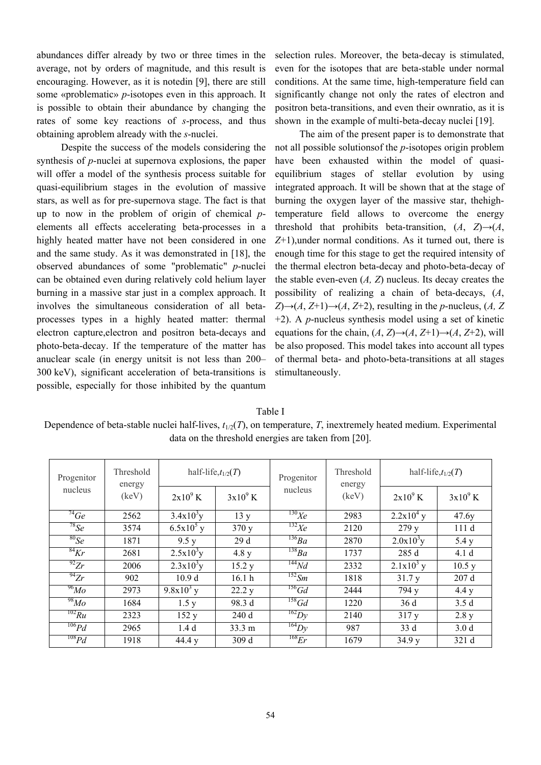abundances differ already by two or three times in the average, not by orders of magnitude, and this result is encouraging. However, as it is notedin [9], there are still some «problematic» *p*-isotopes even in this approach. It is possible to obtain their abundance by changing the rates of some key reactions of *s*-process, and thus obtaining aproblem already with the *s*-nuclei.

Despite the success of the models considering the synthesis of *p*-nuclei at supernova explosions, the paper will offer a model of the synthesis process suitable for quasi-equilibrium stages in the evolution of massive stars, as well as for pre-supernova stage. The fact is that up to now in the problem of origin of chemical *p*-elements all effects accelerating beta-processes in a highly heated matter have not been considered in one and the same study. As it was demonstrated in [18], the observed abundances of some "problematic" *p*-nuclei can be obtained even during relatively cold helium layer burning in a massive star just in a complex approach. It involves the simultaneous consideration of all beta-processes types in a highly heated matter: thermal electron capture,electron and positron beta-decays and photo-beta-decay. If the temperature of the matter has anuclear scale (in energy unitsit is not less than 200–300 keV), significant acceleration of beta-transitions is possible, especially for those inhibited by the quantum selection rules. Moreover, the beta-decay is stimulated, even for the isotopes that are beta-stable under normal conditions. At the same time, high-temperature field can significantly change not only the rates of electron and positron beta-transitions, and even their ownratio, as it is shown in the example of multi-beta-decay nuclei [19].

The aim of the present paper is to demonstrate that not all possible solutionsof the *p*-isotopes origin problem have been exhausted within the model of quasi-equilibrium stages of stellar evolution by using integrated approach. It will be shown that at the stage of burning the oxygen layer of the massive star, thehigh-temperature field allows to overcome the energy threshold that prohibits beta-transition, $(A, Z)\rightarrow(A, Z+1)$,under normal conditions. As it turned out, there is enough time for this stage to get the required intensity of the thermal electron beta-decay and photo-beta-decay of the stable even-even $(A, Z)$ nucleus. Its decay creates the possibility of realizing a chain of beta-decays, $(A, Z)\rightarrow(A, Z+1)\rightarrow(A, Z+2)$, resulting in the *p*-nucleus, $(A, Z+2)$. A *p*-nucleus synthesis model using a set of kinetic equations for the chain, $(A, Z)\rightarrow(A, Z+1)\rightarrow(A, Z+2)$, will be also proposed. This model takes into account all types of thermal beta- and photo-beta-transitions at all stages stimultaneously.

Table I

Dependence of beta-stable nuclei half-lives, $t_{1/2}(T)$, on temperature, $T$, inextremely heated medium. Experimental data on the threshold energies are taken from [20].

| Progenitor nucleus | Threshold energy (keV) | half-life, $t_{1/2}(T)$ | | Progenitor nucleus | Threshold energy (keV) | half-life, $t_{1/2}(T)$ | |
|---|---|---|---|---|---|---|---|
| | | $2\times10^9$ K | $3\times10^9$ K | | | $2\times10^9$ K | $3\times10^9$ K |
| $^{74}Ge$ | 2562 | $3.4\times10^3$ y | 13 y | $^{130}Xe$ | 2983 | $2.2\times10^4$ y | 47.6y |
| $^{78}Se$ | 3574 | $6.5\times10^5$ y | 370 y | $^{132}Xe$ | 2120 | 279 y | 111 d |
| $^{80}Se$ | 1871 | 9.5 y | 29 d | $^{136}Ba$ | 2870 | $2.0\times10^3$y | 5.4 y |
| $^{84}Kr$ | 2681 | $2.5\times10^3$y | 4.8 y | $^{138}Ba$ | 1737 | 285 d | 4.1 d |
| $^{92}Zr$ | 2006 | $2.3\times10^3$y | 15.2 y | $^{144}Nd$ | 2332 | $2.1\times10^3$ y | 10.5 y |
| $^{94}Zr$ | 902 | 10.9 d | 16.1 h | $^{152}Sm$ | 1818 | 31.7 y | 207 d |
| $^{96}Mo$ | 2973 | $9.8\times10^3$ y | 22.2 y | $^{156}Gd$ | 2444 | 794 y | 4.4 y |
| $^{98}Mo$ | 1684 | 1.5 y | 98.3 d | $^{158}Gd$ | 1220 | 36 d | 3.5 d |
| $^{102}Ru$ | 2323 | 152 y | 240 d | $^{162}Dy$ | 2140 | 317 y | 2.8 y |
| $^{106}Pd$ | 2965 | 1.4 d | 33.3 m | $^{164}Dy$ | 987 | 33 d | 3.0 d |
| $^{108}Pd$ | 1918 | 44.4 y | 309 d | $^{168}Er$ | 1679 | 34.9 y | 321 d |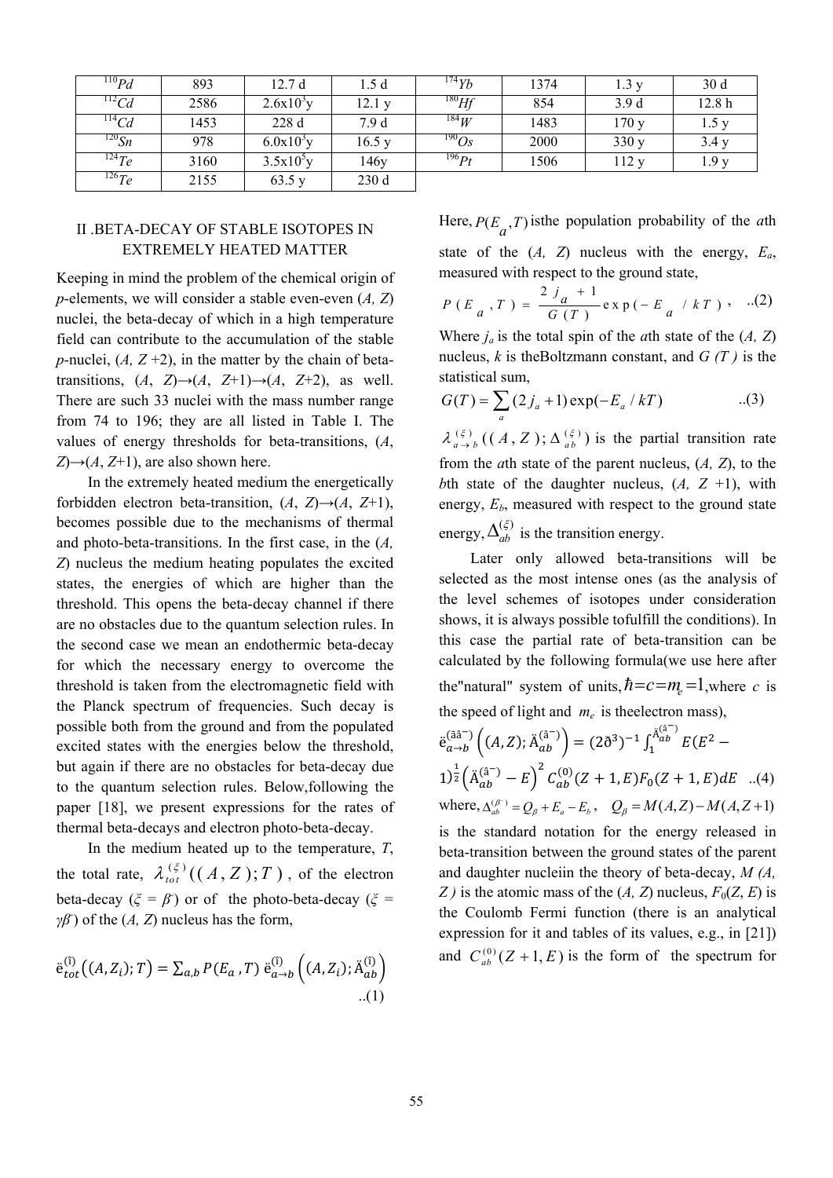| $^{110}Pd$ | 893 | 12.7 d | 1.5 d | $^{174}Yb$ | 1374 | 1.3 y | 30 d |
|---|---|---|---|---|---|---|---|
| $^{112}Cd$ | 2586 | 2.6x10$^{3}$y | 12.1 y | $^{180}Hf$ | 854 | 3.9 d | 12.8 h |
| $^{114}Cd$ | 1453 | 228 d | 7.9 d | $^{184}W$ | 1483 | 170 y | 1.5 y |
| $^{120}Sn$ | 978 | 6.0x10$^{3}$y | 16.5 y | $^{190}Os$ | 2000 | 330 y | 3.4 y |
| $^{124}Te$ | 3160 | 3.5x10$^{5}$y | 146y | $^{196}Pt$ | 1506 | 112 y | 1.9 y |
| $^{126}Te$ | 2155 | 63.5 y | 230 d | | | | |

## II .BETA-DECAY OF STABLE ISOTOPES IN EXTREMELY HEATED MATTER

Keeping in mind the problem of the chemical origin of *p*-elements, we will consider a stable even-even (*A, Z*) nuclei, the beta-decay of which in a high temperature field can contribute to the accumulation of the stable *p*-nuclei, (*A, Z* +2), in the matter by the chain of beta-transitions, (*A*, *Z*)→(*A*, *Z*+1)→(*A*, *Z*+2), as well. There are such 33 nuclei with the mass number range from 74 to 196; they are all listed in Table I. The values of energy thresholds for beta-transitions, (*A*, *Z*)→(*A*, *Z*+1), are also shown here.

In the extremely heated medium the energetically forbidden electron beta-transition, (*A*, *Z*)→(*A*, *Z*+1), becomes possible due to the mechanisms of thermal and photo-beta-transitions. In the first case, in the (*A, Z*) nucleus the medium heating populates the excited states, the energies of which are higher than the threshold. This opens the beta-decay channel if there are no obstacles due to the quantum selection rules. In the second case we mean an endothermic beta-decay for which the necessary energy to overcome the threshold is taken from the electromagnetic field with the Planck spectrum of frequencies. Such decay is possible both from the ground and from the populated excited states with the energies below the threshold, but again if there are no obstacles for beta-decay due to the quantum selection rules. Below,following the paper [18], we present expressions for the rates of thermal beta-decays and electron photo-beta-decay.

In the medium heated up to the temperature, *T*, the total rate, $\lambda_{tot}^{(\xi)}((A,Z);T)$, of the electron beta-decay ($\xi = \beta^-$) or of the photo-beta-decay ($\xi = \gamma\beta^-$) of the (*A, Z*) nucleus has the form,

$$\lambda_{tot}^{(\xi)}((A,Z_i);T) = \sum_{a,b} P(E_a,T)\, \lambda_{a\to b}^{(\xi)}\left((A,Z_i);\Delta_{ab}^{(\xi)}\right) \quad ..(1)$$

Here, $P(E_a,T)$ isthe population probability of the *a*th state of the (*A, Z*) nucleus with the energy, $E_a$, measured with respect to the ground state,

$$P(E_a,T) = \frac{2j_a+1}{G(T)}\exp(-E_a/kT), \quad ..(2)$$

Where $j_a$ is the total spin of the *a*th state of the (*A, Z*) nucleus, *k* is theBoltzmann constant, and *G (T )* is the statistical sum,

$$G(T) = \sum_a (2j_a+1)\exp(-E_a/kT) \quad ..(3)$$

$\lambda_{a\to b}^{(\xi)}((A,Z);\Delta_{ab}^{(\xi)})$ is the partial transition rate from the *a*th state of the parent nucleus, (*A, Z*), to the *b*th state of the daughter nucleus, (*A, Z* +1), with energy, $E_b$, measured with respect to the ground state energy, $\Delta_{ab}^{(\xi)}$ is the transition energy.

Later only allowed beta-transitions will be selected as the most intense ones (as the analysis of the level schemes of isotopes under consideration shows, it is always possible tofulfill the conditions). In this case the partial rate of beta-transition can be calculated by the following formula(we use here after the"natural" system of units, $\hbar = c = m_e = 1$,where *c* is the speed of light and $m_e$ is theelectron mass),

$$\lambda_{a\to b}^{(\beta^-)}\left((A,Z);\Delta_{ab}^{(\beta^-)}\right) = (2\pi^3)^{-1}\int_1^{\Delta_{ab}^{(\beta^-)}} E(E^2-1)^{\frac{1}{2}}\left(\Delta_{ab}^{(\beta^-)} - E\right)^2 C_{ab}^{(0)}(Z+1,E)F_0(Z+1,E)dE \quad ..(4)$$

where, $\Delta_{ab}^{(\beta^-)} = Q_\beta + E_a - E_b$, $Q_\beta = M(A,Z) - M(A,Z+1)$ is the standard notation for the energy released in beta-transition between the ground states of the parent and daughter nucleiin the theory of beta-decay, *M (A, Z )* is the atomic mass of the (*A, Z*) nucleus, $F_0(Z, E)$ is the Coulomb Fermi function (there is an analytical expression for it and tables of its values, e.g., in [21]) and $C_{ab}^{(0)}(Z+1,E)$ is the form of the spectrum for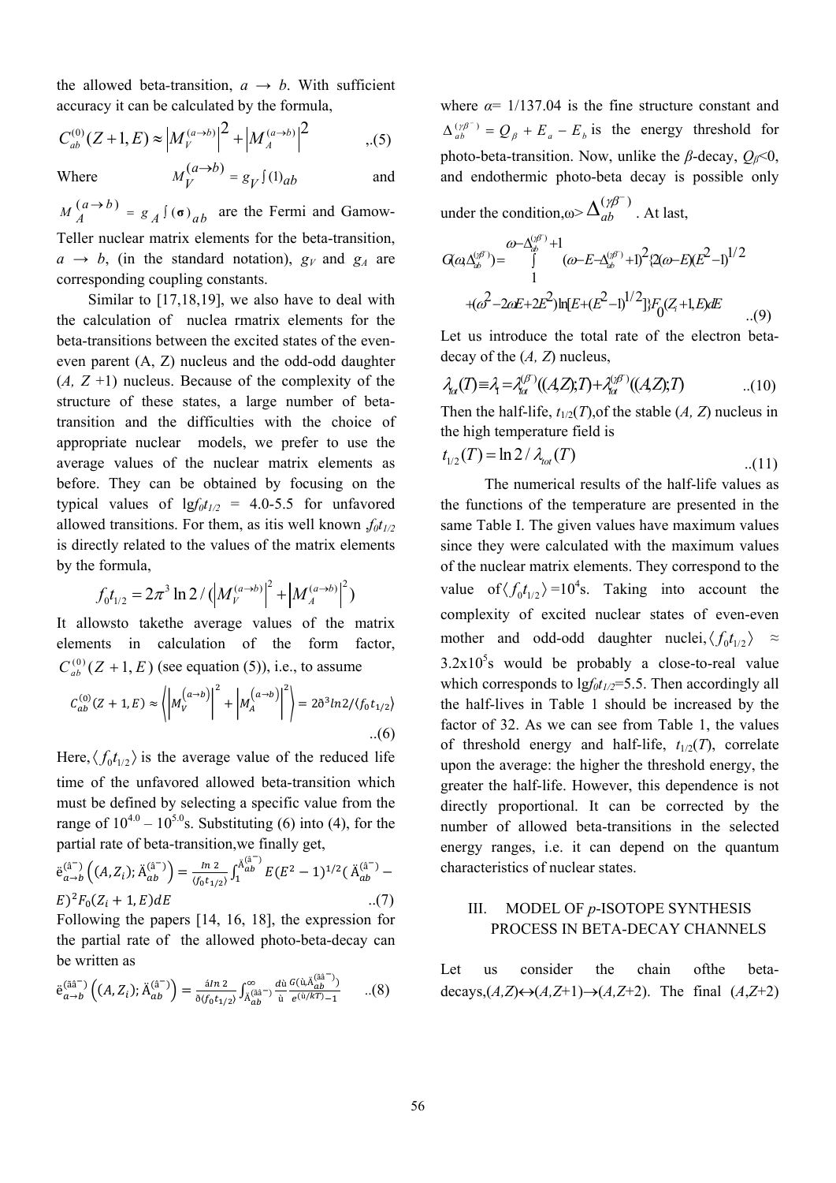the allowed beta-transition, $a \rightarrow b$. With sufficient accuracy it can be calculated by the formula,

$$C_{ab}^{(0)}(Z+1,E) \approx \left|M_V^{(a\rightarrow b)}\right|^2 + \left|M_A^{(a\rightarrow b)}\right|^2 \quad ,.(5)$$

Where $M_V^{(a\rightarrow b)} = g_V \int (1)_{ab}$ and $M_A^{(a\rightarrow b)} = g_A \int (\boldsymbol{\sigma})_{ab}$ are the Fermi and Gamow-Teller nuclear matrix elements for the beta-transition, $a \rightarrow b$, (in the standard notation), $g_V$ and $g_A$ are corresponding coupling constants.

Similar to [17,18,19], we also have to deal with the calculation of nuclea rmatrix elements for the beta-transitions between the excited states of the even-even parent (A, Z) nucleus and the odd-odd daughter (*A, Z* +1) nucleus. Because of the complexity of the structure of these states, a large number of beta-transition and the difficulties with the choice of appropriate nuclear models, we prefer to use the average values of the nuclear matrix elements as before. They can be obtained by focusing on the typical values of $\lg f_0 t_{1/2}$ = 4.0-5.5 for unfavored allowed transitions. For them, as itis well known ,$f_0 t_{1/2}$ is directly related to the values of the matrix elements by the formula,

$$f_0 t_{1/2} = 2\pi^3 \ln 2 / (\left|M_V^{(a\rightarrow b)}\right|^2 + \left|M_A^{(a\rightarrow b)}\right|^2)$$

It allowsto takethe average values of the matrix elements in calculation of the form factor, $C_{ab}^{(0)}(Z+1,E)$ (see equation (5)), i.e., to assume

$$C_{ab}^{(0)}(Z+1,E) \approx \left\langle \left|M_V^{(a\rightarrow b)}\right|^2 + \left|M_A^{(a\rightarrow b)}\right|^2 \right\rangle = 2\pi^3 \ln 2/\langle f_0 t_{1/2}\rangle \quad ..(6)$$

Here,$\langle f_0 t_{1/2}\rangle$ is the average value of the reduced life time of the unfavored allowed beta-transition which must be defined by selecting a specific value from the range of $10^{4.0} - 10^{5.0}$s. Substituting (6) into (4), for the partial rate of beta-transition,we finally get,

$$\lambda_{a\rightarrow b}^{(\beta^-)}\left((A,Z_i);\Delta_{ab}^{(\beta^-)}\right) = \frac{\ln 2}{\langle f_0 t_{1/2}\rangle}\int_1^{\Delta_{ab}^{(\beta^-)}} E(E^2-1)^{1/2}(\Delta_{ab}^{(\beta^-)} - E)^2 F_0(Z_i+1,E)dE \quad ..(7)$$

Following the papers [14, 16, 18], the expression for the partial rate of the allowed photo-beta-decay can be written as

$$\lambda_{a\rightarrow b}^{(\gamma\beta^-)}\left((A,Z_i);\Delta_{ab}^{(\beta^-)}\right) = \frac{\alpha \ln 2}{\pi\langle f_0 t_{1/2}\rangle}\int_{\Delta_{ab}^{(\gamma\beta^-)}}^{\infty}\frac{d\omega}{\omega}\frac{G(\omega,\Delta_{ab}^{(\gamma\beta^-)})}{e^{(\omega/kT)}-1} \quad ..(8)$$

where $\alpha$= 1/137.04 is the fine structure constant and $\Delta_{ab}^{(\gamma\beta^-)} = Q_\beta + E_a - E_b$ is the energy threshold for photo-beta-transition. Now, unlike the $\beta$-decay, $Q_\beta$<0, and endothermic photo-beta decay is possible only under the condition,$\omega > \Delta_{ab}^{(\gamma\beta^-)}$ . At last,

$$G(\omega,\Delta_{ab}^{(\gamma\beta^-)}) = \int_1^{\omega-\Delta_{ab}^{(\gamma\beta^-)}+1} (\omega - E - \Delta_{ab}^{(\gamma\beta^-)}+1)^2\{2(\omega-E)(E^2-1)^{1/2} + (\omega^2 - 2\omega E + 2E^2)\ln[E+(E^2-1)^{1/2}]\}F_0(Z_i+1,E)dE \quad ..(9)$$

Let us introduce the total rate of the electron beta-decay of the (*A, Z*) nucleus,

$$\lambda_{tot}(T) \equiv \lambda_1 = \lambda_{tot}^{(\beta^-)}((A,Z);T) + \lambda_{tot}^{(\gamma\beta^-)}((A,Z);T) \quad ..(10)$$

Then the half-life, $t_{1/2}(T)$,of the stable (*A, Z*) nucleus in the high temperature field is

$$t_{1/2}(T) = \ln 2/\lambda_{tot}(T) \quad ..(11)$$

The numerical results of the half-life values as the functions of the temperature are presented in the same Table I. The given values have maximum values since they were calculated with the maximum values of the nuclear matrix elements. They correspond to the value of$\langle f_0 t_{1/2}\rangle$ =$10^4$s. Taking into account the complexity of excited nuclear states of even-even mother and odd-odd daughter nuclei,$\langle f_0 t_{1/2}\rangle$ ≈ $3.2\times10^5$s would be probably a close-to-real value which corresponds to $\lg f_0 t_{1/2}$=5.5. Then accordingly all the half-lives in Table 1 should be increased by the factor of 32. As we can see from Table 1, the values of threshold energy and half-life, $t_{1/2}(T)$, correlate upon the average: the higher the threshold energy, the greater the half-life. However, this dependence is not directly proportional. It can be corrected by the number of allowed beta-transitions in the selected energy ranges, i.e. it can depend on the quantum characteristics of nuclear states.

## III. MODEL OF *p*-ISOTOPE SYNTHESIS PROCESS IN BETA-DECAY CHANNELS

Let us consider the chain ofthe beta-decays,(*A,Z*)↔(*A,Z*+1)→(*A,Z*+2). The final (*A,Z*+2)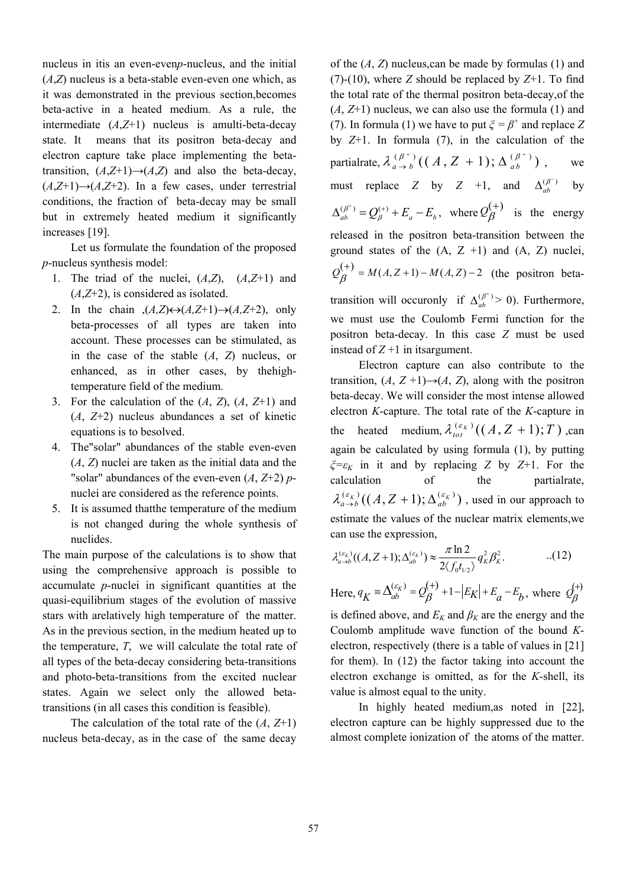nucleus in itis an even-even*p*-nucleus, and the initial ($A$,$Z$) nucleus is a beta-stable even-even one which, as it was demonstrated in the previous section,becomes beta-active in a heated medium. As a rule, the intermediate ($A$,$Z$+1) nucleus is amulti-beta-decay state. It means that its positron beta-decay and electron capture take place implementing the beta-transition, ($A$,$Z$+1)→($A$,$Z$) and also the beta-decay, ($A$,$Z$+1)→($A$,$Z$+2). In a few cases, under terrestrial conditions, the fraction of beta-decay may be small but in extremely heated medium it significantly increases [19].

Let us formulate the foundation of the proposed *p*-nucleus synthesis model:

1. The triad of the nuclei, ($A$,$Z$), ($A$,$Z$+1) and ($A$,$Z$+2), is considered as isolated.
2. In the chain ,($A$,$Z$)↔($A$,$Z$+1)→($A$,$Z$+2), only beta-processes of all types are taken into account. These processes can be stimulated, as in the case of the stable ($A$, $Z$) nucleus, or enhanced, as in other cases, by thehigh-temperature field of the medium.
3. For the calculation of the ($A$, $Z$), ($A$, $Z$+1) and ($A$, $Z$+2) nucleus abundances a set of kinetic equations is to besolved.
4. The"solar" abundances of the stable even-even ($A$, $Z$) nuclei are taken as the initial data and the "solar" abundances of the even-even ($A$, $Z$+2) *p*-nuclei are considered as the reference points.
5. It is assumed thatthe temperature of the medium is not changed during the whole synthesis of nuclides.

The main purpose of the calculations is to show that using the comprehensive approach is possible to accumulate *p*-nuclei in significant quantities at the quasi-equilibrium stages of the evolution of massive stars with arelatively high temperature of the matter. As in the previous section, in the medium heated up to the temperature, $T$, we will calculate the total rate of all types of the beta-decay considering beta-transitions and photo-beta-transitions from the excited nuclear states. Again we select only the allowed beta-transitions (in all cases this condition is feasible).

The calculation of the total rate of the ($A$, $Z$+1) nucleus beta-decay, as in the case of the same decay of the ($A$, $Z$) nucleus,can be made by formulas (1) and (7)-(10), where $Z$ should be replaced by $Z$+1. To find the total rate of the thermal positron beta-decay,of the ($A$, $Z$+1) nucleus, we can also use the formula (1) and (7). In formula (1) we have to put $\xi = \beta^+$ and replace $Z$ by $Z$+1. In formula (7), in the calculation of the partialrate, $\lambda^{(\beta^+)}_{a\to b}((A,Z+1);\Delta^{(\beta^+)}_{ab})$, we must replace $Z$ by $Z$ +1, and $\Delta^{(\beta^-)}_{ab}$ by $\Delta^{(\beta^+)}_{ab} = Q^{(+)}_{\beta} + E_a - E_b$, where $Q^{(+)}_{\beta}$ is the energy released in the positron beta-transition between the ground states of the (A, Z +1) and (A, Z) nuclei, $Q^{(+)}_{\beta} = M(A,Z+1) - M(A,Z) - 2$ (the positron beta-transition will occuronly if $\Delta^{(\beta^+)}_{ab} > 0$). Furthermore, we must use the Coulomb Fermi function for the positron beta-decay. In this case $Z$ must be used instead of $Z$ +1 in itsargument.

Electron capture can also contribute to the transition, ($A$, $Z$ +1)→($A$, $Z$), along with the positron beta-decay. We will consider the most intense allowed electron *K*-capture. The total rate of the *K*-capture in the heated medium, $\lambda^{(\varepsilon_K)}_{tot}((A,Z+1);T)$ ,can again be calculated by using formula (1), by putting $\xi$=$\varepsilon_K$ in it and by replacing $Z$ by $Z$+1. For the calculation of the partialrate, $\lambda^{(\varepsilon_K)}_{a\to b}((A,Z+1);\Delta^{(\varepsilon_K)}_{ab})$, used in our approach to estimate the values of the nuclear matrix elements,we can use the expression,

$$\lambda^{(\varepsilon_K)}_{a\to b}((A,Z+1);\Delta^{(\varepsilon_K)}_{ab}) \approx \frac{\pi \ln 2}{2\langle f_0 t_{1/2}\rangle} q_K^2 \beta_K^2. \qquad (12)$$

Here, $q_K \equiv \Delta^{(\varepsilon_K)}_{ab} = Q^{(+)}_{\beta} + 1 - |E_K| + E_a - E_b$, where $Q^{(+)}_{\beta}$ is defined above, and $E_K$ and $\beta_K$ are the energy and the Coulomb amplitude wave function of the bound *K*-electron, respectively (there is a table of values in [21] for them). In (12) the factor taking into account the electron exchange is omitted, as for the *K*-shell, its value is almost equal to the unity.

In highly heated medium,as noted in [22], electron capture can be highly suppressed due to the almost complete ionization of the atoms of the matter.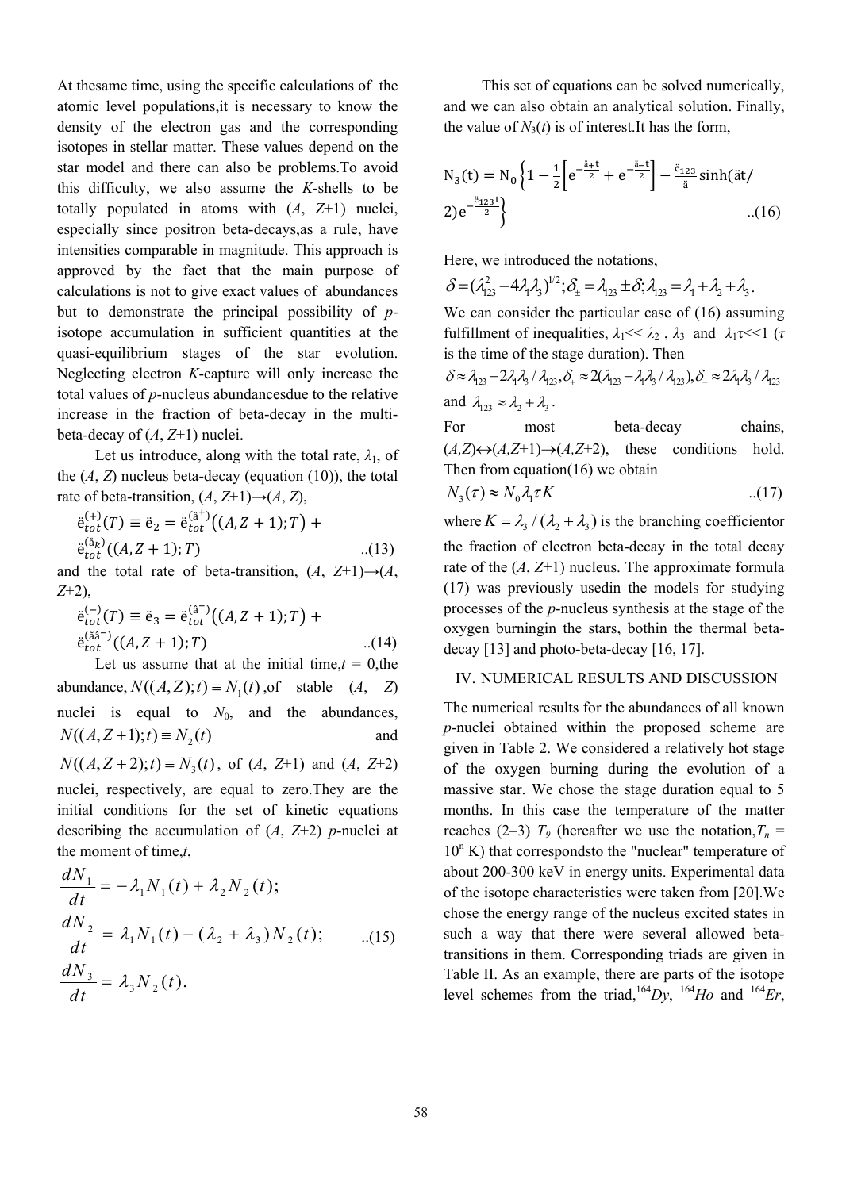At thesame time, using the specific calculations of the atomic level populations,it is necessary to know the density of the electron gas and the corresponding isotopes in stellar matter. These values depend on the star model and there can also be problems.To avoid this difficulty, we also assume the *K*-shells to be totally populated in atoms with (*A*, *Z*+1) nuclei, especially since positron beta-decays,as a rule, have intensities comparable in magnitude. This approach is approved by the fact that the main purpose of calculations is not to give exact values of abundances but to demonstrate the principal possibility of *p*-isotope accumulation in sufficient quantities at the quasi-equilibrium stages of the star evolution. Neglecting electron *K*-capture will only increase the total values of *p*-nucleus abundancesdue to the relative increase in the fraction of beta-decay in the multi-beta-decay of (*A*, *Z*+1) nuclei.

Let us introduce, along with the total rate, $\lambda_1$, of the (*A*, *Z*) nucleus beta-decay (equation (10)), the total rate of beta-transition, (*A*, *Z*+1)→(*A*, *Z*),

$$\lambda_{tot}^{(+)}(T) \equiv \lambda_2 = \lambda_{tot}^{(\beta^+)}\big((A,Z+1);T\big) + \lambda_{tot}^{(\beta_K)}((A,Z+1);T) \quad ..(13)$$

and the total rate of beta-transition, (*A*, *Z*+1)→(*A*, *Z*+2),

$$\lambda_{tot}^{(-)}(T) \equiv \lambda_3 = \lambda_{tot}^{(\beta^-)}\big((A,Z+1);T\big) + \lambda_{tot}^{(\beta\beta^-)}((A,Z+1);T) \quad ..(14)$$

Let us assume that at the initial time,$t$ = 0,the abundance, $N((A,Z);t) \equiv N_1(t)$ ,of stable (*A*, *Z*) nuclei is equal to $N_0$, and the abundances, $N((A,Z+1);t) \equiv N_2(t)$ and $N((A,Z+2);t) \equiv N_3(t)$, of (*A*, *Z*+1) and (*A*, *Z*+2) nuclei, respectively, are equal to zero.They are the initial conditions for the set of kinetic equations describing the accumulation of (*A*, *Z*+2) *p*-nuclei at the moment of time,$t$,

$$\frac{dN_1}{dt} = -\lambda_1 N_1(t) + \lambda_2 N_2(t);$$
$$\frac{dN_2}{dt} = \lambda_1 N_1(t) - (\lambda_2 + \lambda_3) N_2(t); \quad ..(15)$$
$$\frac{dN_3}{dt} = \lambda_3 N_2(t).$$

This set of equations can be solved numerically, and we can also obtain an analytical solution. Finally, the value of $N_3(t)$ is of interest.It has the form,

$$N_3(t) = N_0\left\{1 - \frac{1}{2}\left[e^{-\frac{\delta_+ t}{2}} + e^{-\frac{\delta_- t}{2}}\right] - \frac{\lambda_{123}}{\delta}\sinh(\delta t/2)e^{-\frac{\lambda_{123} t}{2}}\right\} \quad ..(16)$$

Here, we introduced the notations,

$\delta = (\lambda_{123}^2 - 4\lambda_1\lambda_3)^{1/2}; \delta_\pm = \lambda_{123} \pm \delta; \lambda_{123} = \lambda_1 + \lambda_2 + \lambda_3$.

We can consider the particular case of (16) assuming fulfillment of inequalities, $\lambda_1 << \lambda_2$ , $\lambda_3$ and $\lambda_1\tau << 1$ ($\tau$ is the time of the stage duration). Then

$\delta \approx \lambda_{123} - 2\lambda_1\lambda_3/\lambda_{123}, \delta_+ \approx 2(\lambda_{123} - \lambda_1\lambda_3/\lambda_{123}), \delta_- \approx 2\lambda_1\lambda_3/\lambda_{123}$

and $\lambda_{123} \approx \lambda_2 + \lambda_3$.

For most beta-decay chains, $(A,Z)\leftrightarrow(A,Z+1)\rightarrow(A,Z+2)$, these conditions hold. Then from equation(16) we obtain

$$N_3(\tau) \approx N_0\lambda_1\tau K \quad ..(17)$$

where $K = \lambda_3/(\lambda_2 + \lambda_3)$ is the branching coefficientor the fraction of electron beta-decay in the total decay rate of the (*A*, *Z*+1) nucleus. The approximate formula (17) was previously usedin the models for studying processes of the *p*-nucleus synthesis at the stage of the oxygen burningin the stars, bothin the thermal beta-decay [13] and photo-beta-decay [16, 17].

## IV. NUMERICAL RESULTS AND DISCUSSION

The numerical results for the abundances of all known *p*-nuclei obtained within the proposed scheme are given in Table 2. We considered a relatively hot stage of the oxygen burning during the evolution of a massive star. We chose the stage duration equal to 5 months. In this case the temperature of the matter reaches (2–3) $T_9$ (hereafter we use the notation,$T_n$ = $10^n$ K) that correspondsto the "nuclear" temperature of about 200-300 keV in energy units. Experimental data of the isotope characteristics were taken from [20].We chose the energy range of the nucleus excited states in such a way that there were several allowed beta-transitions in them. Corresponding triads are given in Table II. As an example, there are parts of the isotope level schemes from the triad,$^{164}Dy$, $^{164}Ho$ and $^{164}Er$,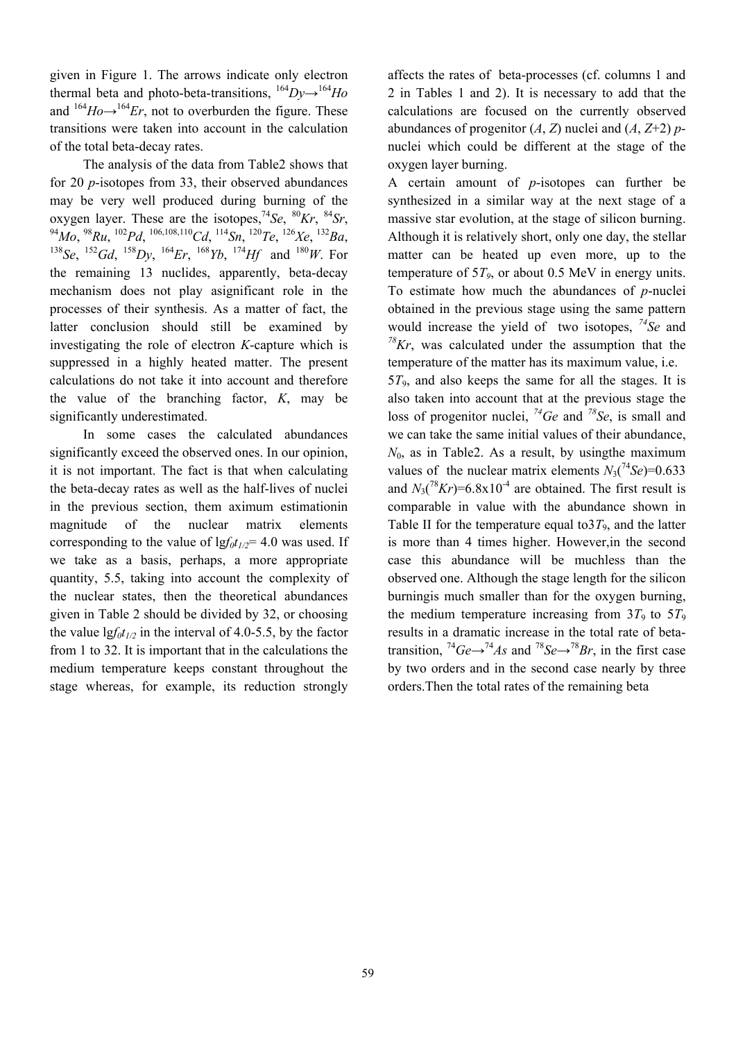given in Figure 1. The arrows indicate only electron thermal beta and photo-beta-transitions, $^{164}Dy \rightarrow ^{164}Ho$ and $^{164}Ho \rightarrow ^{164}Er$, not to overburden the figure. These transitions were taken into account in the calculation of the total beta-decay rates.

The analysis of the data from Table2 shows that for 20 *p*-isotopes from 33, their observed abundances may be very well produced during burning of the oxygen layer. These are the isotopes, $^{74}Se$, $^{80}Kr$, $^{84}Sr$, $^{94}Mo$, $^{98}Ru$, $^{102}Pd$, $^{106,108,110}Cd$, $^{114}Sn$, $^{120}Te$, $^{126}Xe$, $^{132}Ba$, $^{138}Se$, $^{152}Gd$, $^{158}Dy$, $^{164}Er$, $^{168}Yb$, $^{174}Hf$ and $^{180}W$. For the remaining 13 nuclides, apparently, beta-decay mechanism does not play asignificant role in the processes of their synthesis. As a matter of fact, the latter conclusion should still be examined by investigating the role of electron *K*-capture which is suppressed in a highly heated matter. The present calculations do not take it into account and therefore the value of the branching factor, *K*, may be significantly underestimated.

In some cases the calculated abundances significantly exceed the observed ones. In our opinion, it is not important. The fact is that when calculating the beta-decay rates as well as the half-lives of nuclei in the previous section, them aximum estimationin magnitude of the nuclear matrix elements corresponding to the value of $\lg f_0 t_{1/2}$= 4.0 was used. If we take as a basis, perhaps, a more appropriate quantity, 5.5, taking into account the complexity of the nuclear states, then the theoretical abundances given in Table 2 should be divided by 32, or choosing the value $\lg f_0 t_{1/2}$ in the interval of 4.0-5.5, by the factor from 1 to 32. It is important that in the calculations the medium temperature keeps constant throughout the stage whereas, for example, its reduction strongly affects the rates of beta-processes (cf. columns 1 and 2 in Tables 1 and 2). It is necessary to add that the calculations are focused on the currently observed abundances of progenitor (*A*, *Z*) nuclei and (*A*, *Z*+2) *p*-nuclei which could be different at the stage of the oxygen layer burning.

A certain amount of *p*-isotopes can further be synthesized in a similar way at the next stage of a massive star evolution, at the stage of silicon burning. Although it is relatively short, only one day, the stellar matter can be heated up even more, up to the temperature of $5T_9$, or about 0.5 MeV in energy units. To estimate how much the abundances of *p*-nuclei obtained in the previous stage using the same pattern would increase the yield of two isotopes, $^{74}Se$ and $^{78}Kr$, was calculated under the assumption that the temperature of the matter has its maximum value, i.e. $5T_9$, and also keeps the same for all the stages. It is also taken into account that at the previous stage the loss of progenitor nuclei, $^{74}Ge$ and $^{78}Se$, is small and we can take the same initial values of their abundance, $N_0$, as in Table2. As a result, by usingthe maximum values of the nuclear matrix elements $N_3(^{74}Se)$=0.633 and $N_3(^{78}Kr)$=6.8x10$^{-4}$ are obtained. The first result is comparable in value with the abundance shown in Table II for the temperature equal to$3T_9$, and the latter is more than 4 times higher. However,in the second case this abundance will be muchless than the observed one. Although the stage length for the silicon burningis much smaller than for the oxygen burning, the medium temperature increasing from $3T_9$ to $5T_9$ results in a dramatic increase in the total rate of beta-transition, $^{74}Ge \rightarrow ^{74}As$ and $^{78}Se \rightarrow ^{78}Br$, in the first case by two orders and in the second case nearly by three orders.Then the total rates of the remaining beta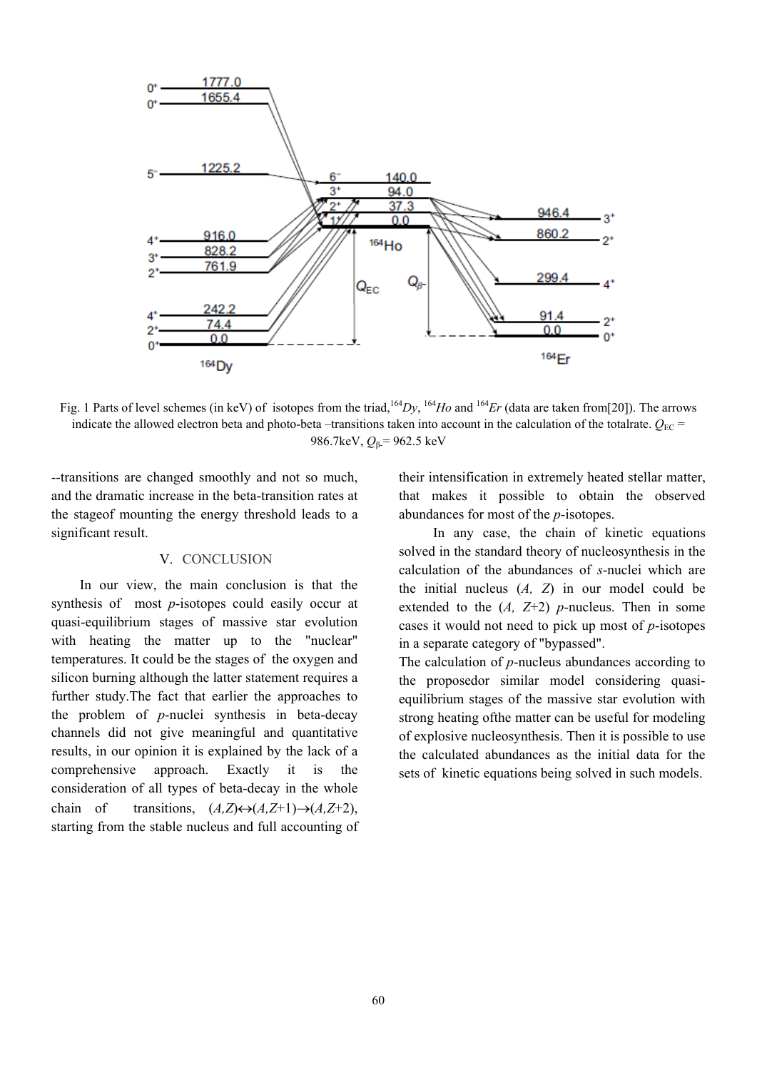Fig. 1 Parts of level schemes (in keV) of isotopes from the triad, $^{164}Dy$, $^{164}Ho$ and $^{164}Er$ (data are taken from[20]). The arrows indicate the allowed electron beta and photo-beta –transitions taken into account in the calculation of the totalrate. $Q_{EC}$ = 986.7keV, $Q_{\beta-}$= 962.5 keV

--transitions are changed smoothly and not so much, and the dramatic increase in the beta-transition rates at the stageof mounting the energy threshold leads to a significant result.

## V. CONCLUSION

In our view, the main conclusion is that the synthesis of most *p*-isotopes could easily occur at quasi-equilibrium stages of massive star evolution with heating the matter up to the "nuclear" temperatures. It could be the stages of the oxygen and silicon burning although the latter statement requires a further study.The fact that earlier the approaches to the problem of *p*-nuclei synthesis in beta-decay channels did not give meaningful and quantitative results, in our opinion it is explained by the lack of a comprehensive approach. Exactly it is the consideration of all types of beta-decay in the whole chain of transitions, $(A,Z)\leftrightarrow(A,Z+1)\rightarrow(A,Z+2)$, starting from the stable nucleus and full accounting of their intensification in extremely heated stellar matter, that makes it possible to obtain the observed abundances for most of the *p*-isotopes.

In any case, the chain of kinetic equations solved in the standard theory of nucleosynthesis in the calculation of the abundances of *s*-nuclei which are the initial nucleus $(A, Z)$ in our model could be extended to the $(A, Z+2)$ *p*-nucleus. Then in some cases it would not need to pick up most of *p*-isotopes in a separate category of "bypassed".

The calculation of *p*-nucleus abundances according to the proposedor similar model considering quasi-equilibrium stages of the massive star evolution with strong heating ofthe matter can be useful for modeling of explosive nucleosynthesis. Then it is possible to use the calculated abundances as the initial data for the sets of kinetic equations being solved in such models.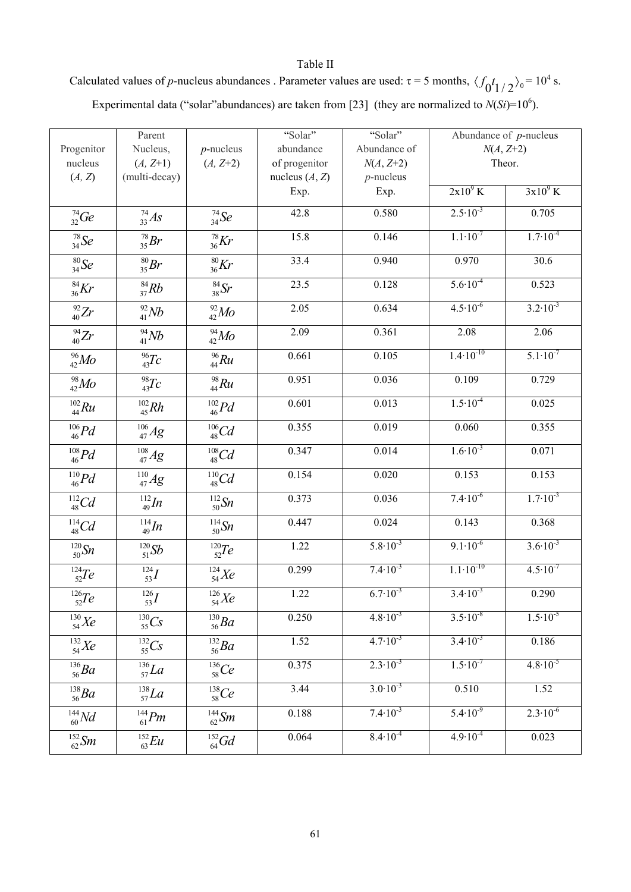Table II

Calculated values of *p*-nucleus abundances . Parameter values are used: τ = 5 months, $\langle f_0 t_{1/2} \rangle_0 = 10^4$ s.

Experimental data ("solar"abundances) are taken from [23] (they are normalized to $N(Si)=10^6$).

| Progenitor nucleus (*A*, *Z*) | Parent Nucleus, (*A*, *Z*+1) (multi-decay) | *p*-nucleus (*A*, *Z*+2) | "Solar" abundance of progenitor nucleus (*A*, *Z*) Exp. | "Solar" Abundance of *N*(*A*, *Z*+2) *p*-nucleus Exp. | Abundance of *p*-nucleus *N*(*A*, *Z*+2) Theor. | |
|---|---|---|---|---|---|---|
| | | | | | $2\text{x}10^9$ K | $3\text{x}10^9$ K |
| $^{74}_{32}Ge$ | $^{74}_{33}As$ | $^{74}_{34}Se$ | 42.8 | 0.580 | $2.5\cdot10^{-3}$ | 0.705 |
| $^{78}_{34}Se$ | $^{78}_{35}Br$ | $^{78}_{36}Kr$ | 15.8 | 0.146 | $1.1\cdot10^{-7}$ | $1.7\cdot10^{-4}$ |
| $^{80}_{34}Se$ | $^{80}_{35}Br$ | $^{80}_{36}Kr$ | 33.4 | 0.940 | 0.970 | 30.6 |
| $^{84}_{36}Kr$ | $^{84}_{37}Rb$ | $^{84}_{38}Sr$ | 23.5 | 0.128 | $5.6\cdot10^{-4}$ | 0.523 |
| $^{92}_{40}Zr$ | $^{92}_{41}Nb$ | $^{92}_{42}Mo$ | 2.05 | 0.634 | $4.5\cdot10^{-6}$ | $3.2\cdot10^{-3}$ |
| $^{94}_{40}Zr$ | $^{94}_{41}Nb$ | $^{94}_{42}Mo$ | 2.09 | 0.361 | 2.08 | 2.06 |
| $^{96}_{42}Mo$ | $^{96}_{43}Tc$ | $^{96}_{44}Ru$ | 0.661 | 0.105 | $1.4\cdot10^{-10}$ | $5.1\cdot10^{-7}$ |
| $^{98}_{42}Mo$ | $^{98}_{43}Tc$ | $^{98}_{44}Ru$ | 0.951 | 0.036 | 0.109 | 0.729 |
| $^{102}_{44}Ru$ | $^{102}_{45}Rh$ | $^{102}_{46}Pd$ | 0.601 | 0.013 | $1.5\cdot10^{-4}$ | 0.025 |
| $^{106}_{46}Pd$ | $^{106}_{47}Ag$ | $^{106}_{48}Cd$ | 0.355 | 0.019 | 0.060 | 0.355 |
| $^{108}_{46}Pd$ | $^{108}_{47}Ag$ | $^{108}_{48}Cd$ | 0.347 | 0.014 | $1.6\cdot10^{-3}$ | 0.071 |
| $^{110}_{46}Pd$ | $^{110}_{47}Ag$ | $^{110}_{48}Cd$ | 0.154 | 0.020 | 0.153 | 0.153 |
| $^{112}_{48}Cd$ | $^{112}_{49}In$ | $^{112}_{50}Sn$ | 0.373 | 0.036 | $7.4\cdot10^{-6}$ | $1.7\cdot10^{-3}$ |
| $^{114}_{48}Cd$ | $^{114}_{49}In$ | $^{114}_{50}Sn$ | 0.447 | 0.024 | 0.143 | 0.368 |
| $^{120}_{50}Sn$ | $^{120}_{51}Sb$ | $^{120}_{52}Te$ | 1.22 | $5.8\cdot10^{-3}$ | $9.1\cdot10^{-6}$ | $3.6\cdot10^{-3}$ |
| $^{124}_{52}Te$ | $^{124}_{53}I$ | $^{124}_{54}Xe$ | 0.299 | $7.4\cdot10^{-3}$ | $1.1\cdot10^{-10}$ | $4.5\cdot10^{-7}$ |
| $^{126}_{52}Te$ | $^{126}_{53}I$ | $^{126}_{54}Xe$ | 1.22 | $6.7\cdot10^{-3}$ | $3.4\cdot10^{-3}$ | 0.290 |
| $^{130}_{54}Xe$ | $^{130}_{55}Cs$ | $^{130}_{56}Ba$ | 0.250 | $4.8\cdot10^{-3}$ | $3.5\cdot10^{-8}$ | $1.5\cdot10^{-5}$ |
| $^{132}_{54}Xe$ | $^{132}_{55}Cs$ | $^{132}_{56}Ba$ | 1.52 | $4.7\cdot10^{-3}$ | $3.4\cdot10^{-3}$ | 0.186 |
| $^{136}_{56}Ba$ | $^{136}_{57}La$ | $^{136}_{58}Ce$ | 0.375 | $2.3\cdot10^{-3}$ | $1.5\cdot10^{-7}$ | $4.8\cdot10^{-5}$ |
| $^{138}_{56}Ba$ | $^{138}_{57}La$ | $^{138}_{58}Ce$ | 3.44 | $3.0\cdot10^{-3}$ | 0.510 | 1.52 |
| $^{144}_{60}Nd$ | $^{144}_{61}Pm$ | $^{144}_{62}Sm$ | 0.188 | $7.4\cdot10^{-3}$ | $5.4\cdot10^{-9}$ | $2.3\cdot10^{-6}$ |
| $^{152}_{62}Sm$ | $^{152}_{63}Eu$ | $^{152}_{64}Gd$ | 0.064 | $8.4\cdot10^{-4}$ | $4.9\cdot10^{-4}$ | 0.023 |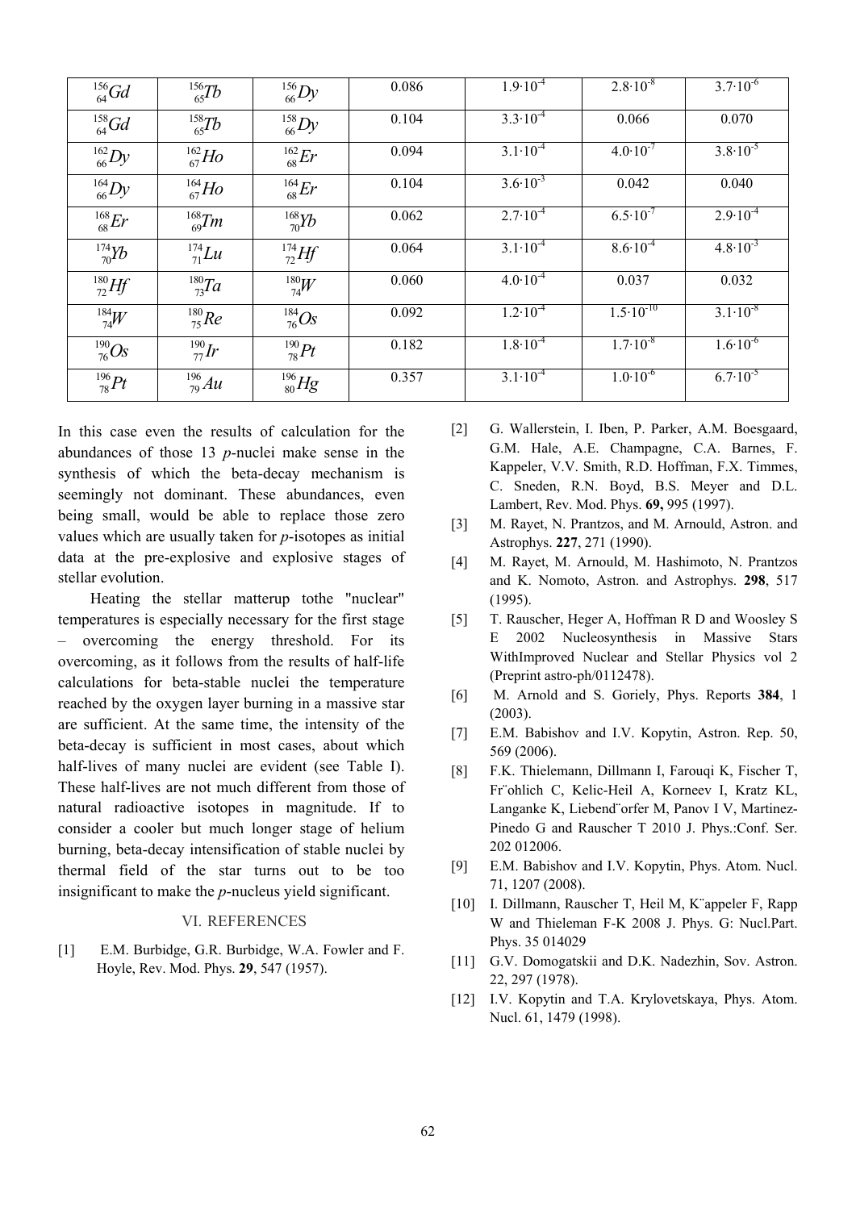| | | | | | | |
|---|---|---|---|---|---|---|
| ${}^{156}_{64}Gd$ | ${}^{156}_{65}Tb$ | ${}^{156}_{66}Dy$ | 0.086 | $1.9{\cdot}10^{-4}$ | $2.8{\cdot}10^{-8}$ | $3.7{\cdot}10^{-6}$ |
| ${}^{158}_{64}Gd$ | ${}^{158}_{65}Tb$ | ${}^{158}_{66}Dy$ | 0.104 | $3.3{\cdot}10^{-4}$ | 0.066 | 0.070 |
| ${}^{162}_{66}Dy$ | ${}^{162}_{67}Ho$ | ${}^{162}_{68}Er$ | 0.094 | $3.1{\cdot}10^{-4}$ | $4.0{\cdot}10^{-7}$ | $3.8{\cdot}10^{-5}$ |
| ${}^{164}_{66}Dy$ | ${}^{164}_{67}Ho$ | ${}^{164}_{68}Er$ | 0.104 | $3.6{\cdot}10^{-3}$ | 0.042 | 0.040 |
| ${}^{168}_{68}Er$ | ${}^{168}_{69}Tm$ | ${}^{168}_{70}Yb$ | 0.062 | $2.7{\cdot}10^{-4}$ | $6.5{\cdot}10^{-7}$ | $2.9{\cdot}10^{-4}$ |
| ${}^{174}_{70}Yb$ | ${}^{174}_{71}Lu$ | ${}^{174}_{72}Hf$ | 0.064 | $3.1{\cdot}10^{-4}$ | $8.6{\cdot}10^{-4}$ | $4.8{\cdot}10^{-3}$ |
| ${}^{180}_{72}Hf$ | ${}^{180}_{73}Ta$ | ${}^{180}_{74}W$ | 0.060 | $4.0{\cdot}10^{-4}$ | 0.037 | 0.032 |
| ${}^{184}_{74}W$ | ${}^{180}_{75}Re$ | ${}^{184}_{76}Os$ | 0.092 | $1.2{\cdot}10^{-4}$ | $1.5{\cdot}10^{-10}$ | $3.1{\cdot}10^{-8}$ |
| ${}^{190}_{76}Os$ | ${}^{190}_{77}Ir$ | ${}^{190}_{78}Pt$ | 0.182 | $1.8{\cdot}10^{-4}$ | $1.7{\cdot}10^{-8}$ | $1.6{\cdot}10^{-6}$ |
| ${}^{196}_{78}Pt$ | ${}^{196}_{79}Au$ | ${}^{196}_{80}Hg$ | 0.357 | $3.1{\cdot}10^{-4}$ | $1.0{\cdot}10^{-6}$ | $6.7{\cdot}10^{-5}$ |

In this case even the results of calculation for the abundances of those 13 *p*-nuclei make sense in the synthesis of which the beta-decay mechanism is seemingly not dominant. These abundances, even being small, would be able to replace those zero values which are usually taken for *p*-isotopes as initial data at the pre-explosive and explosive stages of stellar evolution.

Heating the stellar matterup tothe "nuclear" temperatures is especially necessary for the first stage – overcoming the energy threshold. For its overcoming, as it follows from the results of half-life calculations for beta-stable nuclei the temperature reached by the oxygen layer burning in a massive star are sufficient. At the same time, the intensity of the beta-decay is sufficient in most cases, about which half-lives of many nuclei are evident (see Table I). These half-lives are not much different from those of natural radioactive isotopes in magnitude. If to consider a cooler but much longer stage of helium burning, beta-decay intensification of stable nuclei by thermal field of the star turns out to be too insignificant to make the *p*-nucleus yield significant.

## VI. REFERENCES

[1] E.M. Burbidge, G.R. Burbidge, W.A. Fowler and F. Hoyle, Rev. Mod. Phys. **29**, 547 (1957).

[2] G. Wallerstein, I. Iben, P. Parker, A.M. Boesgaard, G.M. Hale, A.E. Champagne, C.A. Barnes, F. Kappeler, V.V. Smith, R.D. Hoffman, F.X. Timmes, C. Sneden, R.N. Boyd, B.S. Meyer and D.L. Lambert, Rev. Mod. Phys. **69,** 995 (1997).

[3] M. Rayet, N. Prantzos, and M. Arnould, Astron. and Astrophys. **227**, 271 (1990).

[4] M. Rayet, M. Arnould, M. Hashimoto, N. Prantzos and K. Nomoto, Astron. and Astrophys. **298**, 517 (1995).

[5] T. Rauscher, Heger A, Hoffman R D and Woosley S E 2002 Nucleosynthesis in Massive Stars WithImproved Nuclear and Stellar Physics vol 2 (Preprint astro-ph/0112478).

[6] M. Arnold and S. Goriely, Phys. Reports **384**, 1 (2003).

[7] E.M. Babishov and I.V. Kopytin, Astron. Rep. 50, 569 (2006).

[8] F.K. Thielemann, Dillmann I, Farouqi K, Fischer T, Fr¨ohlich C, Kelic-Heil A, Korneev I, Kratz KL, Langanke K, Liebend¨orfer M, Panov I V, Martinez-Pinedo G and Rauscher T 2010 J. Phys.:Conf. Ser. 202 012006.

[9] E.M. Babishov and I.V. Kopytin, Phys. Atom. Nucl. 71, 1207 (2008).

[10] I. Dillmann, Rauscher T, Heil M, K¨appeler F, Rapp W and Thieleman F-K 2008 J. Phys. G: Nucl.Part. Phys. 35 014029

[11] G.V. Domogatskii and D.K. Nadezhin, Sov. Astron. 22, 297 (1978).

[12] I.V. Kopytin and T.A. Krylovetskaya, Phys. Atom. Nucl. 61, 1479 (1998).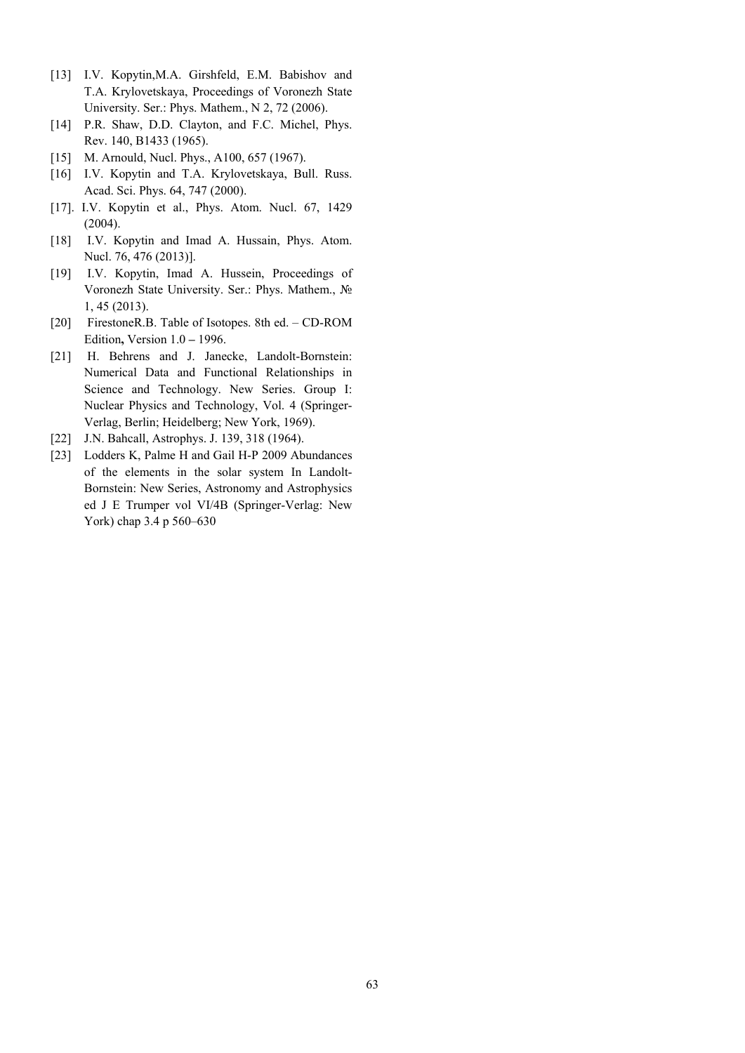[13] I.V. Kopytin,M.A. Girshfeld, E.M. Babishov and T.A. Krylovetskaya, Proceedings of Voronezh State University. Ser.: Phys. Mathem., N 2, 72 (2006).

[14] P.R. Shaw, D.D. Clayton, and F.C. Michel, Phys. Rev. 140, B1433 (1965).

[15] M. Arnould, Nucl. Phys., A100, 657 (1967).

[16] I.V. Kopytin and T.A. Krylovetskaya, Bull. Russ. Acad. Sci. Phys. 64, 747 (2000).

[17]. I.V. Kopytin et al., Phys. Atom. Nucl. 67, 1429 (2004).

[18] I.V. Kopytin and Imad A. Hussain, Phys. Atom. Nucl. 76, 476 (2013)].

[19] I.V. Kopytin, Imad A. Hussein, Proceedings of Voronezh State University. Ser.: Phys. Mathem., № 1, 45 (2013).

[20] FirestoneR.B. Table of Isotopes. 8th ed. – CD-ROM Edition**,** Version 1.0 **–** 1996.

[21] H. Behrens and J. Janecke, Landolt-Bornstein: Numerical Data and Functional Relationships in Science and Technology. New Series. Group I: Nuclear Physics and Technology, Vol. 4 (Springer-Verlag, Berlin; Heidelberg; New York, 1969).

[22] J.N. Bahcall, Astrophys. J. 139, 318 (1964).

[23] Lodders K, Palme H and Gail H-P 2009 Abundances of the elements in the solar system In Landolt-Bornstein: New Series, Astronomy and Astrophysics ed J E Trumper vol VI/4B (Springer-Verlag: New York) chap 3.4 p 560–630